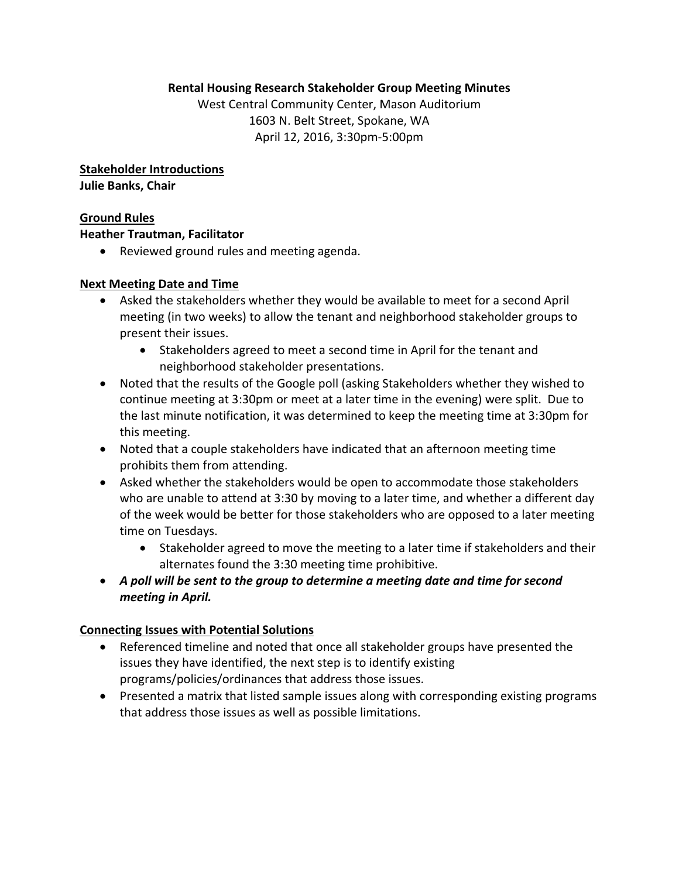**Rental Housing Research Stakeholder Group Meeting Minutes**

West Central Community Center, Mason Auditorium
1603 N. Belt Street, Spokane, WA
April 12, 2016, 3:30pm-5:00pm

**Stakeholder Introductions**

**Julie Banks, Chair**

**Ground Rules**

**Heather Trautman, Facilitator**

- Reviewed ground rules and meeting agenda.

**Next Meeting Date and Time**

- Asked the stakeholders whether they would be available to meet for a second April meeting (in two weeks) to allow the tenant and neighborhood stakeholder groups to present their issues.
    - Stakeholders agreed to meet a second time in April for the tenant and neighborhood stakeholder presentations.
- Noted that the results of the Google poll (asking Stakeholders whether they wished to continue meeting at 3:30pm or meet at a later time in the evening) were split. Due to the last minute notification, it was determined to keep the meeting time at 3:30pm for this meeting.
- Noted that a couple stakeholders have indicated that an afternoon meeting time prohibits them from attending.
- Asked whether the stakeholders would be open to accommodate those stakeholders who are unable to attend at 3:30 by moving to a later time, and whether a different day of the week would be better for those stakeholders who are opposed to a later meeting time on Tuesdays.
    - Stakeholder agreed to move the meeting to a later time if stakeholders and their alternates found the 3:30 meeting time prohibitive.
- ***A poll will be sent to the group to determine a meeting date and time for second meeting in April.***

**Connecting Issues with Potential Solutions**

- Referenced timeline and noted that once all stakeholder groups have presented the issues they have identified, the next step is to identify existing programs/policies/ordinances that address those issues.
- Presented a matrix that listed sample issues along with corresponding existing programs that address those issues as well as possible limitations.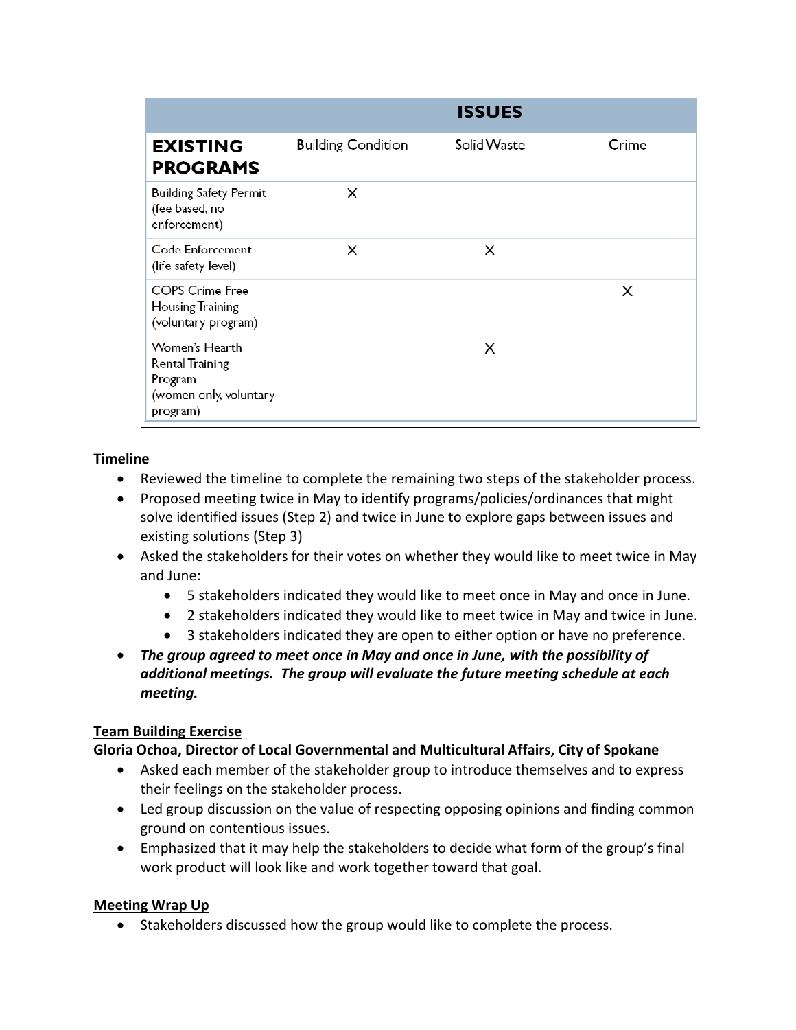| | ISSUES | | |
|---|---|---|---|
| **EXISTING PROGRAMS** | Building Condition | Solid Waste | Crime |
| Building Safety Permit (fee based, no enforcement) | X | | |
| Code Enforcement (life safety level) | X | X | |
| COPS Crime Free Housing Training (voluntary program) | | | X |
| Women's Hearth Rental Training Program (women only, voluntary program) | | X | |

**Timeline**

- Reviewed the timeline to complete the remaining two steps of the stakeholder process.
- Proposed meeting twice in May to identify programs/policies/ordinances that might solve identified issues (Step 2) and twice in June to explore gaps between issues and existing solutions (Step 3)
- Asked the stakeholders for their votes on whether they would like to meet twice in May and June:
  - 5 stakeholders indicated they would like to meet once in May and once in June.
  - 2 stakeholders indicated they would like to meet twice in May and twice in June.
  - 3 stakeholders indicated they are open to either option or have no preference.
- ***The group agreed to meet once in May and once in June, with the possibility of additional meetings. The group will evaluate the future meeting schedule at each meeting.***

**Team Building Exercise**

**Gloria Ochoa, Director of Local Governmental and Multicultural Affairs, City of Spokane**

- Asked each member of the stakeholder group to introduce themselves and to express their feelings on the stakeholder process.
- Led group discussion on the value of respecting opposing opinions and finding common ground on contentious issues.
- Emphasized that it may help the stakeholders to decide what form of the group's final work product will look like and work together toward that goal.

**Meeting Wrap Up**

- Stakeholders discussed how the group would like to complete the process.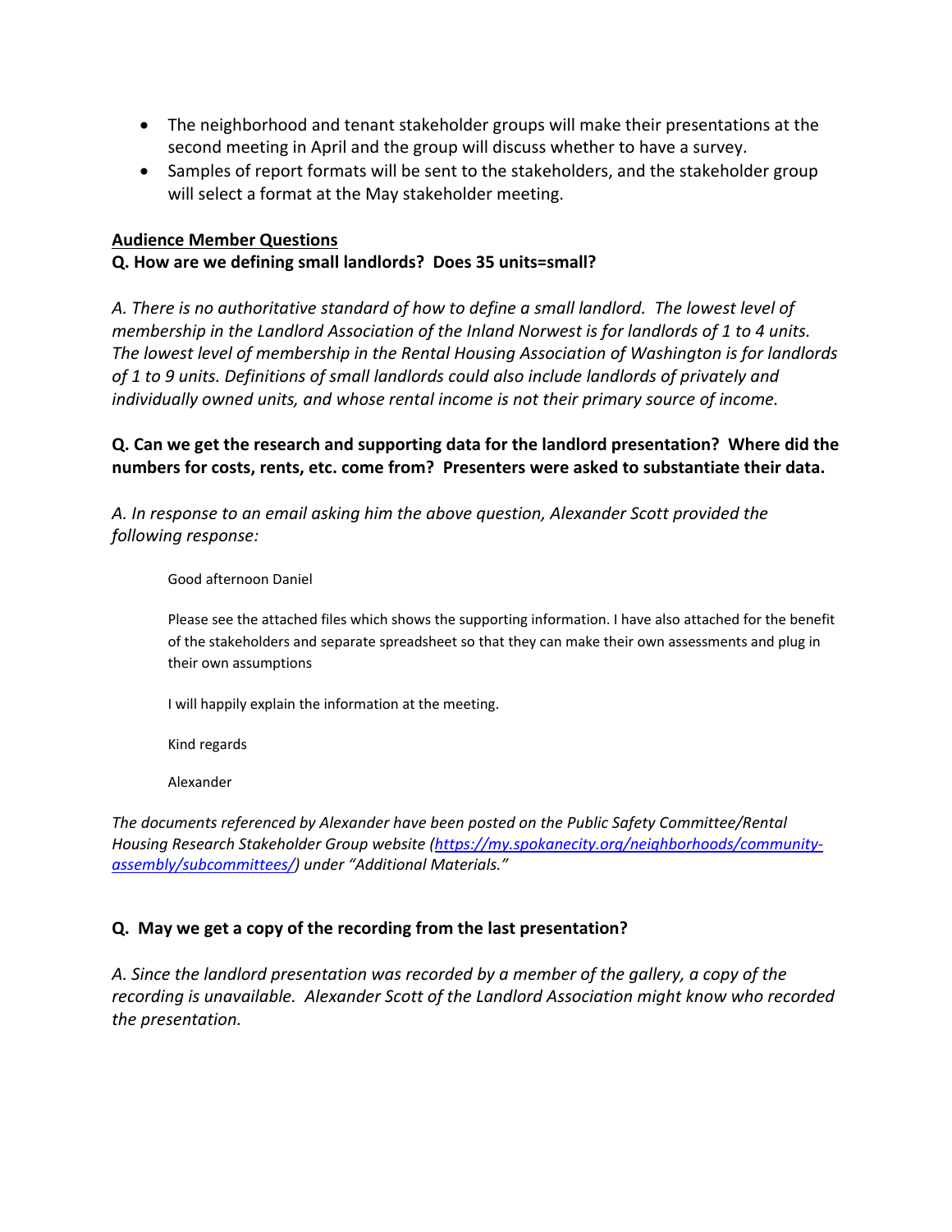- The neighborhood and tenant stakeholder groups will make their presentations at the second meeting in April and the group will discuss whether to have a survey.
- Samples of report formats will be sent to the stakeholders, and the stakeholder group will select a format at the May stakeholder meeting.

**Audience Member Questions**

**Q. How are we defining small landlords? Does 35 units=small?**

*A. There is no authoritative standard of how to define a small landlord. The lowest level of membership in the Landlord Association of the Inland Norwest is for landlords of 1 to 4 units. The lowest level of membership in the Rental Housing Association of Washington is for landlords of 1 to 9 units. Definitions of small landlords could also include landlords of privately and individually owned units, and whose rental income is not their primary source of income.*

**Q. Can we get the research and supporting data for the landlord presentation? Where did the numbers for costs, rents, etc. come from? Presenters were asked to substantiate their data.**

*A. In response to an email asking him the above question, Alexander Scott provided the following response:*

> Good afternoon Daniel
>
> Please see the attached files which shows the supporting information. I have also attached for the benefit of the stakeholders and separate spreadsheet so that they can make their own assessments and plug in their own assumptions
>
> I will happily explain the information at the meeting.
>
> Kind regards
>
> Alexander

*The documents referenced by Alexander have been posted on the Public Safety Committee/Rental Housing Research Stakeholder Group website ([https://my.spokanecity.org/neighborhoods/community-assembly/subcommittees/](https://my.spokanecity.org/neighborhoods/community-assembly/subcommittees/)) under "Additional Materials."*

**Q. May we get a copy of the recording from the last presentation?**

*A. Since the landlord presentation was recorded by a member of the gallery, a copy of the recording is unavailable. Alexander Scott of the Landlord Association might know who recorded the presentation.*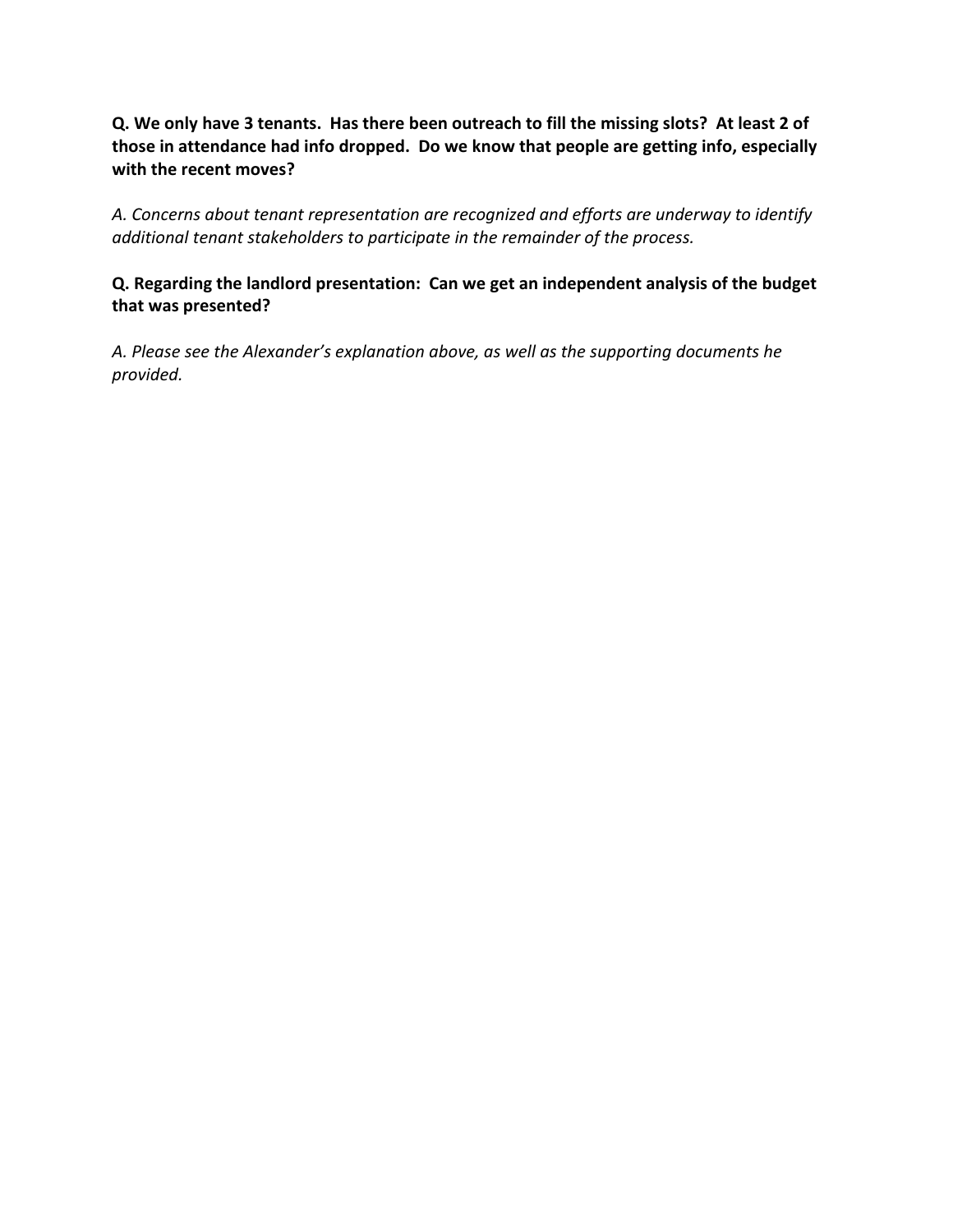**Q. We only have 3 tenants.  Has there been outreach to fill the missing slots?  At least 2 of those in attendance had info dropped.  Do we know that people are getting info, especially with the recent moves?**

*A. Concerns about tenant representation are recognized and efforts are underway to identify additional tenant stakeholders to participate in the remainder of the process.*

**Q. Regarding the landlord presentation:  Can we get an independent analysis of the budget that was presented?**

*A. Please see the Alexander's explanation above, as well as the supporting documents he provided.*